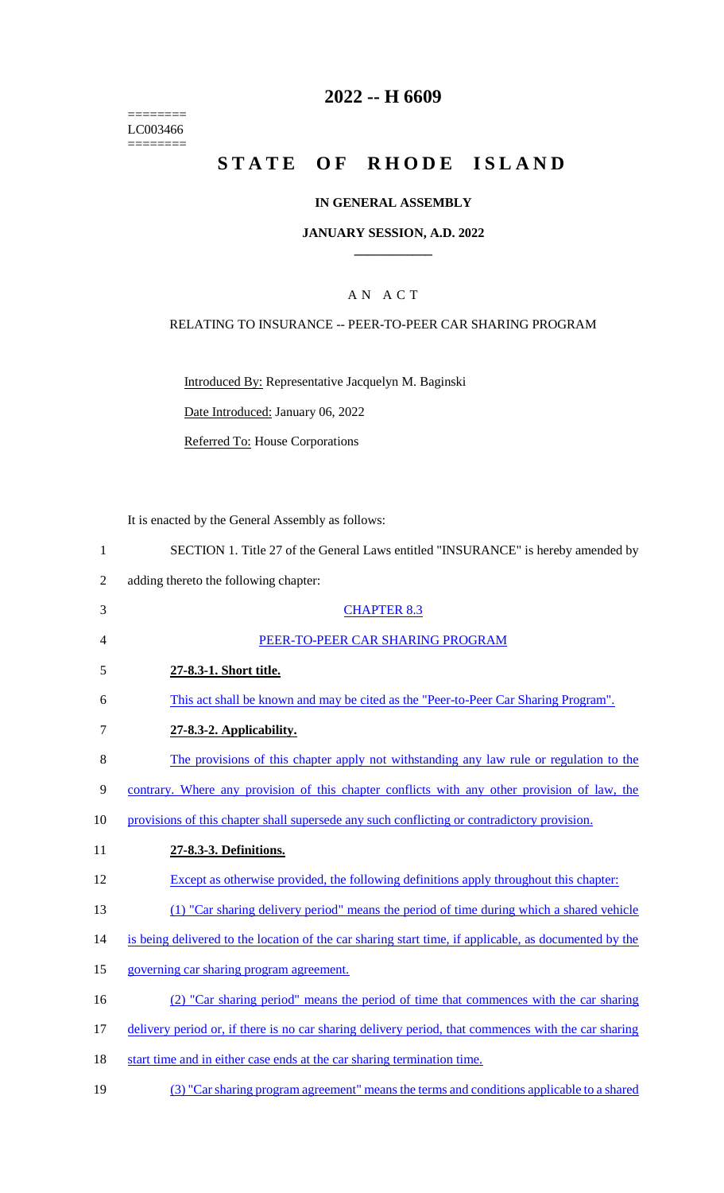========
LC003466
========

# 2022 -- H 6609

# STATE OF RHODE ISLAND

## IN GENERAL ASSEMBLY

### JANUARY SESSION, A.D. 2022

### A N A C T

RELATING TO INSURANCE -- PEER-TO-PEER CAR SHARING PROGRAM

Introduced By: Representative Jacquelyn M. Baginski

Date Introduced: January 06, 2022

Referred To: House Corporations

It is enacted by the General Assembly as follows:

1 SECTION 1. Title 27 of the General Laws entitled "INSURANCE" is hereby amended by
2 adding thereto the following chapter:

3 CHAPTER 8.3

4 PEER-TO-PEER CAR SHARING PROGRAM

5 **27-8.3-1. Short title.**

6 This act shall be known and may be cited as the "Peer-to-Peer Car Sharing Program".

7 **27-8.3-2. Applicability.**

8 The provisions of this chapter apply not withstanding any law rule or regulation to the
9 contrary. Where any provision of this chapter conflicts with any other provision of law, the
10 provisions of this chapter shall supersede any such conflicting or contradictory provision.

11 **27-8.3-3. Definitions.**

12 Except as otherwise provided, the following definitions apply throughout this chapter:

13 (1) "Car sharing delivery period" means the period of time during which a shared vehicle
14 is being delivered to the location of the car sharing start time, if applicable, as documented by the
15 governing car sharing program agreement.

16 (2) "Car sharing period" means the period of time that commences with the car sharing
17 delivery period or, if there is no car sharing delivery period, that commences with the car sharing
18 start time and in either case ends at the car sharing termination time.

19 (3) "Car sharing program agreement" means the terms and conditions applicable to a shared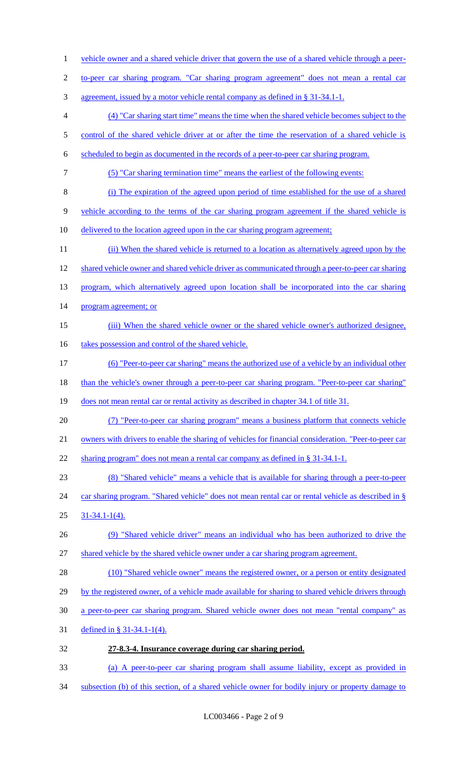vehicle owner and a shared vehicle driver that govern the use of a shared vehicle through a peer-to-peer car sharing program. "Car sharing program agreement" does not mean a rental car agreement, issued by a motor vehicle rental company as defined in § 31-34.1-1.

(4) "Car sharing start time" means the time when the shared vehicle becomes subject to the control of the shared vehicle driver at or after the time the reservation of a shared vehicle is scheduled to begin as documented in the records of a peer-to-peer car sharing program.

(5) "Car sharing termination time" means the earliest of the following events:

(i) The expiration of the agreed upon period of time established for the use of a shared vehicle according to the terms of the car sharing program agreement if the shared vehicle is delivered to the location agreed upon in the car sharing program agreement;

(ii) When the shared vehicle is returned to a location as alternatively agreed upon by the shared vehicle owner and shared vehicle driver as communicated through a peer-to-peer car sharing program, which alternatively agreed upon location shall be incorporated into the car sharing program agreement; or

(iii) When the shared vehicle owner or the shared vehicle owner's authorized designee, takes possession and control of the shared vehicle.

(6) "Peer-to-peer car sharing" means the authorized use of a vehicle by an individual other than the vehicle's owner through a peer-to-peer car sharing program. "Peer-to-peer car sharing" does not mean rental car or rental activity as described in chapter 34.1 of title 31.

(7) "Peer-to-peer car sharing program" means a business platform that connects vehicle owners with drivers to enable the sharing of vehicles for financial consideration. "Peer-to-peer car sharing program" does not mean a rental car company as defined in § 31-34.1-1.

(8) "Shared vehicle" means a vehicle that is available for sharing through a peer-to-peer car sharing program. "Shared vehicle" does not mean rental car or rental vehicle as described in § 31-34.1-1(4).

(9) "Shared vehicle driver" means an individual who has been authorized to drive the shared vehicle by the shared vehicle owner under a car sharing program agreement.

(10) "Shared vehicle owner" means the registered owner, or a person or entity designated by the registered owner, of a vehicle made available for sharing to shared vehicle drivers through a peer-to-peer car sharing program. Shared vehicle owner does not mean "rental company" as defined in § 31-34.1-1(4).

**27-8.3-4. Insurance coverage during car sharing period.**

(a) A peer-to-peer car sharing program shall assume liability, except as provided in subsection (b) of this section, of a shared vehicle owner for bodily injury or property damage to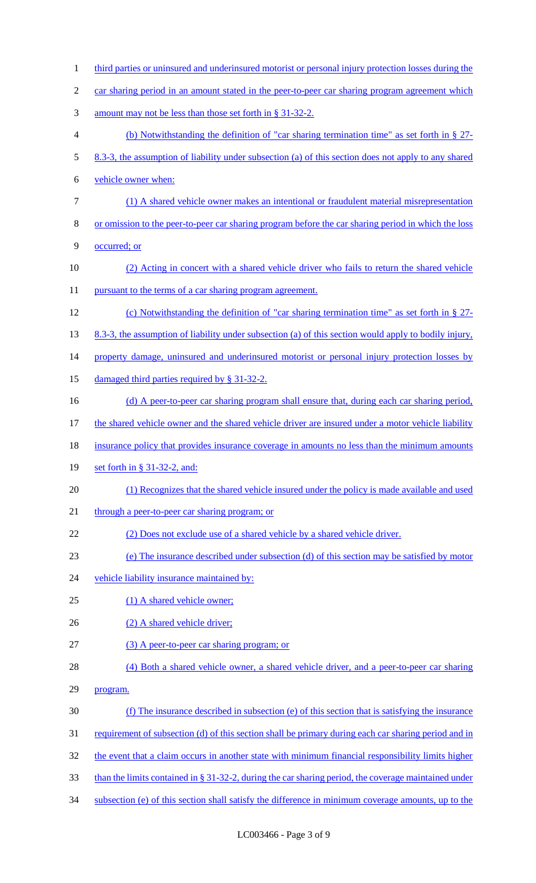third parties or uninsured and underinsured motorist or personal injury protection losses during the car sharing period in an amount stated in the peer-to-peer car sharing program agreement which amount may not be less than those set forth in § 31-32-2.

(b) Notwithstanding the definition of "car sharing termination time" as set forth in § 27-8.3-3, the assumption of liability under subsection (a) of this section does not apply to any shared vehicle owner when:

(1) A shared vehicle owner makes an intentional or fraudulent material misrepresentation or omission to the peer-to-peer car sharing program before the car sharing period in which the loss occurred; or

(2) Acting in concert with a shared vehicle driver who fails to return the shared vehicle pursuant to the terms of a car sharing program agreement.

(c) Notwithstanding the definition of "car sharing termination time" as set forth in § 27-8.3-3, the assumption of liability under subsection (a) of this section would apply to bodily injury, property damage, uninsured and underinsured motorist or personal injury protection losses by damaged third parties required by § 31-32-2.

(d) A peer-to-peer car sharing program shall ensure that, during each car sharing period, the shared vehicle owner and the shared vehicle driver are insured under a motor vehicle liability insurance policy that provides insurance coverage in amounts no less than the minimum amounts set forth in § 31-32-2, and:

(1) Recognizes that the shared vehicle insured under the policy is made available and used through a peer-to-peer car sharing program; or

(2) Does not exclude use of a shared vehicle by a shared vehicle driver.

(e) The insurance described under subsection (d) of this section may be satisfied by motor vehicle liability insurance maintained by:

(1) A shared vehicle owner;

(2) A shared vehicle driver;

(3) A peer-to-peer car sharing program; or

(4) Both a shared vehicle owner, a shared vehicle driver, and a peer-to-peer car sharing program.

(f) The insurance described in subsection (e) of this section that is satisfying the insurance requirement of subsection (d) of this section shall be primary during each car sharing period and in the event that a claim occurs in another state with minimum financial responsibility limits higher than the limits contained in § 31-32-2, during the car sharing period, the coverage maintained under subsection (e) of this section shall satisfy the difference in minimum coverage amounts, up to the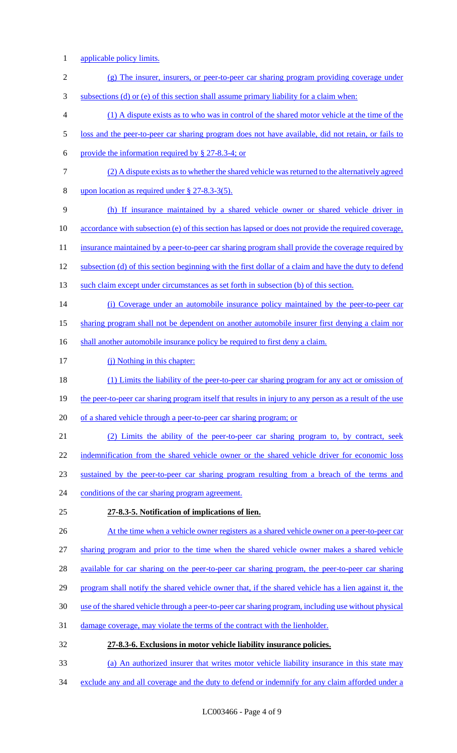applicable policy limits.

(g) The insurer, insurers, or peer-to-peer car sharing program providing coverage under subsections (d) or (e) of this section shall assume primary liability for a claim when:

(1) A dispute exists as to who was in control of the shared motor vehicle at the time of the loss and the peer-to-peer car sharing program does not have available, did not retain, or fails to provide the information required by § 27-8.3-4; or

(2) A dispute exists as to whether the shared vehicle was returned to the alternatively agreed upon location as required under § 27-8.3-3(5).

(h) If insurance maintained by a shared vehicle owner or shared vehicle driver in accordance with subsection (e) of this section has lapsed or does not provide the required coverage, insurance maintained by a peer-to-peer car sharing program shall provide the coverage required by subsection (d) of this section beginning with the first dollar of a claim and have the duty to defend such claim except under circumstances as set forth in subsection (b) of this section.

(i) Coverage under an automobile insurance policy maintained by the peer-to-peer car sharing program shall not be dependent on another automobile insurer first denying a claim nor shall another automobile insurance policy be required to first deny a claim.

(j) Nothing in this chapter:

(1) Limits the liability of the peer-to-peer car sharing program for any act or omission of the peer-to-peer car sharing program itself that results in injury to any person as a result of the use of a shared vehicle through a peer-to-peer car sharing program; or

(2) Limits the ability of the peer-to-peer car sharing program to, by contract, seek indemnification from the shared vehicle owner or the shared vehicle driver for economic loss sustained by the peer-to-peer car sharing program resulting from a breach of the terms and conditions of the car sharing program agreement.

**27-8.3-5. Notification of implications of lien.**

At the time when a vehicle owner registers as a shared vehicle owner on a peer-to-peer car sharing program and prior to the time when the shared vehicle owner makes a shared vehicle available for car sharing on the peer-to-peer car sharing program, the peer-to-peer car sharing program shall notify the shared vehicle owner that, if the shared vehicle has a lien against it, the use of the shared vehicle through a peer-to-peer car sharing program, including use without physical damage coverage, may violate the terms of the contract with the lienholder.

**27-8.3-6. Exclusions in motor vehicle liability insurance policies.**

(a) An authorized insurer that writes motor vehicle liability insurance in this state may exclude any and all coverage and the duty to defend or indemnify for any claim afforded under a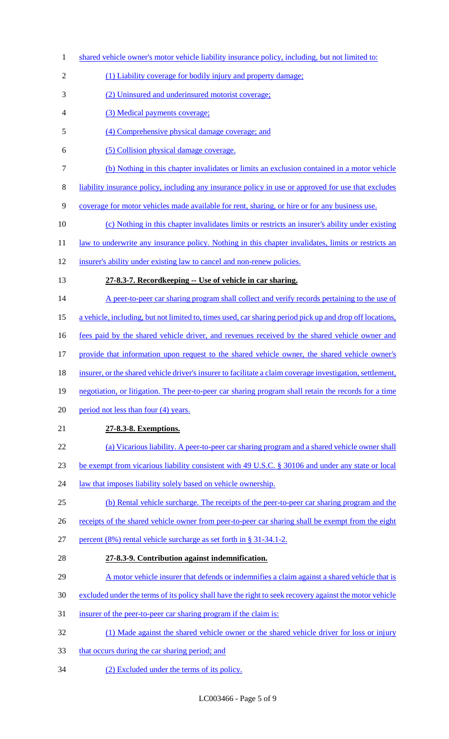shared vehicle owner's motor vehicle liability insurance policy, including, but not limited to:

(1) Liability coverage for bodily injury and property damage;

(2) Uninsured and underinsured motorist coverage;

(3) Medical payments coverage;

(4) Comprehensive physical damage coverage; and

(5) Collision physical damage coverage.

(b) Nothing in this chapter invalidates or limits an exclusion contained in a motor vehicle liability insurance policy, including any insurance policy in use or approved for use that excludes coverage for motor vehicles made available for rent, sharing, or hire or for any business use.

(c) Nothing in this chapter invalidates limits or restricts an insurer's ability under existing law to underwrite any insurance policy. Nothing in this chapter invalidates, limits or restricts an insurer's ability under existing law to cancel and non-renew policies.

**27-8.3-7. Recordkeeping -- Use of vehicle in car sharing.**

A peer-to-peer car sharing program shall collect and verify records pertaining to the use of a vehicle, including, but not limited to, times used, car sharing period pick up and drop off locations, fees paid by the shared vehicle driver, and revenues received by the shared vehicle owner and provide that information upon request to the shared vehicle owner, the shared vehicle owner's insurer, or the shared vehicle driver's insurer to facilitate a claim coverage investigation, settlement, negotiation, or litigation. The peer-to-peer car sharing program shall retain the records for a time period not less than four (4) years.

**27-8.3-8. Exemptions.**

(a) Vicarious liability. A peer-to-peer car sharing program and a shared vehicle owner shall be exempt from vicarious liability consistent with 49 U.S.C. § 30106 and under any state or local law that imposes liability solely based on vehicle ownership.

(b) Rental vehicle surcharge. The receipts of the peer-to-peer car sharing program and the receipts of the shared vehicle owner from peer-to-peer car sharing shall be exempt from the eight percent (8%) rental vehicle surcharge as set forth in § 31-34.1-2.

**27-8.3-9. Contribution against indemnification.**

A motor vehicle insurer that defends or indemnifies a claim against a shared vehicle that is excluded under the terms of its policy shall have the right to seek recovery against the motor vehicle insurer of the peer-to-peer car sharing program if the claim is:

(1) Made against the shared vehicle owner or the shared vehicle driver for loss or injury that occurs during the car sharing period; and

(2) Excluded under the terms of its policy.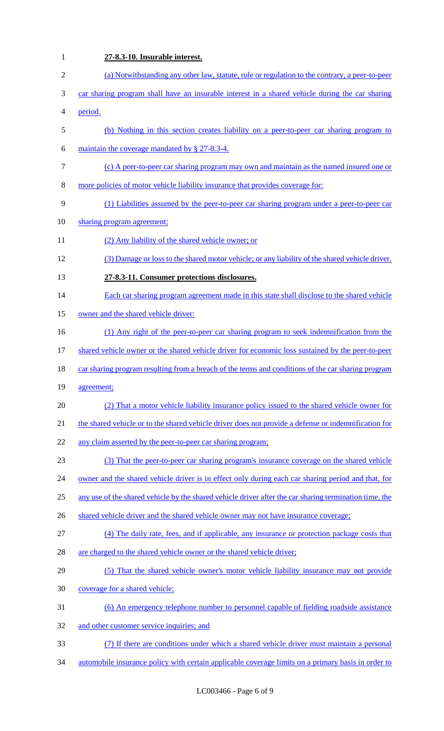**27-8.3-10. Insurable interest.**

(a) Notwithstanding any other law, statute, rule or regulation to the contrary, a peer-to-peer car sharing program shall have an insurable interest in a shared vehicle during the car sharing period.

(b) Nothing in this section creates liability on a peer-to-peer car sharing program to maintain the coverage mandated by § 27-8.3-4.

(c) A peer-to-peer car sharing program may own and maintain as the named insured one or more policies of motor vehicle liability insurance that provides coverage for:

(1) Liabilities assumed by the peer-to-peer car sharing program under a peer-to-peer car sharing program agreement;

(2) Any liability of the shared vehicle owner; or

(3) Damage or loss to the shared motor vehicle; or any liability of the shared vehicle driver.

**27-8.3-11. Consumer protections disclosures.**

Each car sharing program agreement made in this state shall disclose to the shared vehicle owner and the shared vehicle driver:

(1) Any right of the peer-to-peer car sharing program to seek indemnification from the shared vehicle owner or the shared vehicle driver for economic loss sustained by the peer-to-peer car sharing program resulting from a breach of the terms and conditions of the car sharing program agreement;

(2) That a motor vehicle liability insurance policy issued to the shared vehicle owner for the shared vehicle or to the shared vehicle driver does not provide a defense or indemnification for any claim asserted by the peer-to-peer car sharing program;

(3) That the peer-to-peer car sharing program's insurance coverage on the shared vehicle owner and the shared vehicle driver is in effect only during each car sharing period and that, for any use of the shared vehicle by the shared vehicle driver after the car sharing termination time, the shared vehicle driver and the shared vehicle owner may not have insurance coverage;

(4) The daily rate, fees, and if applicable, any insurance or protection package costs that are charged to the shared vehicle owner or the shared vehicle driver;

(5) That the shared vehicle owner's motor vehicle liability insurance may not provide coverage for a shared vehicle;

(6) An emergency telephone number to personnel capable of fielding roadside assistance and other customer service inquiries; and

(7) If there are conditions under which a shared vehicle driver must maintain a personal automobile insurance policy with certain applicable coverage limits on a primary basis in order to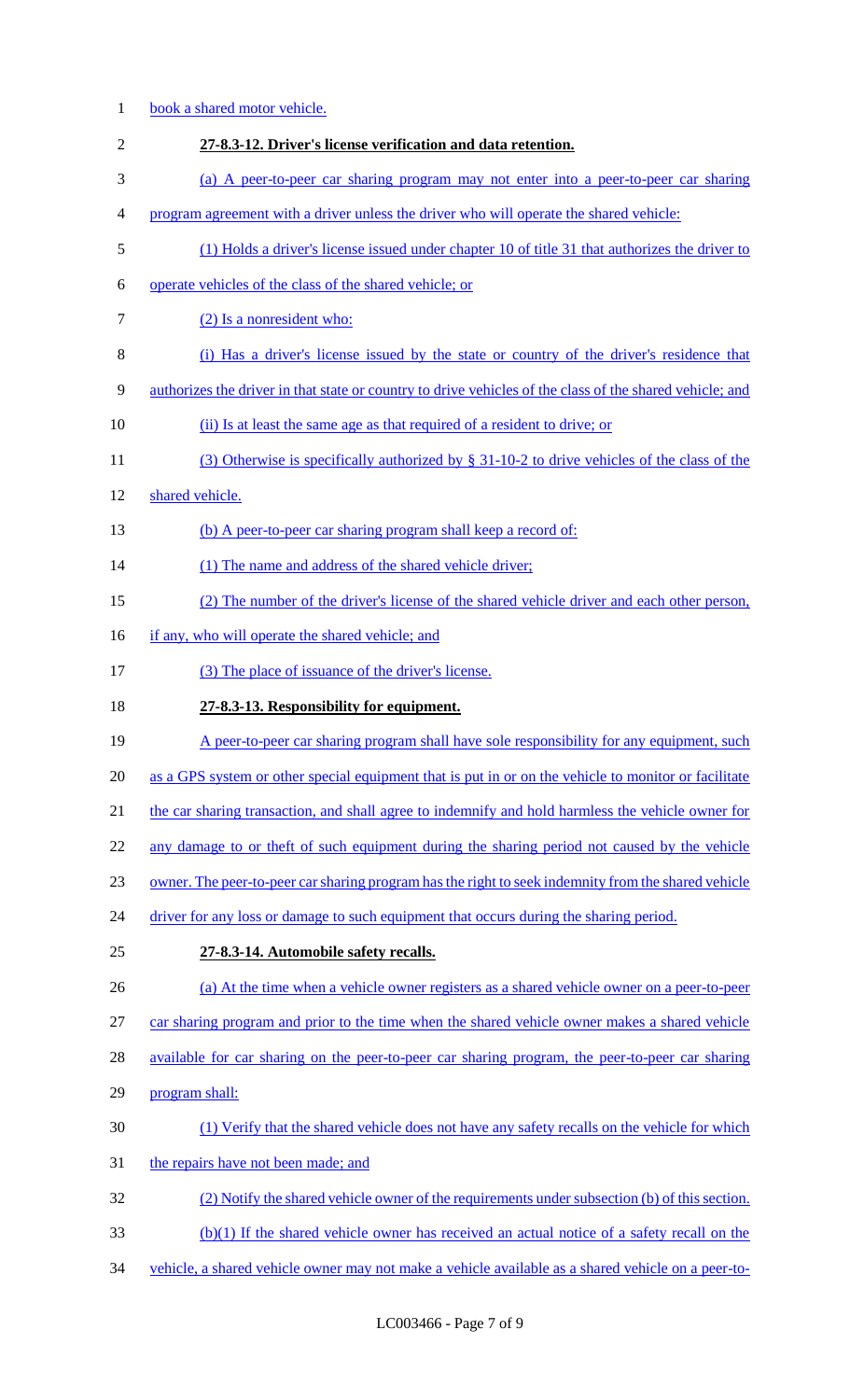book a shared motor vehicle.

**27-8.3-12. Driver's license verification and data retention.**

(a) A peer-to-peer car sharing program may not enter into a peer-to-peer car sharing program agreement with a driver unless the driver who will operate the shared vehicle:

(1) Holds a driver's license issued under chapter 10 of title 31 that authorizes the driver to operate vehicles of the class of the shared vehicle; or

(2) Is a nonresident who:

(i) Has a driver's license issued by the state or country of the driver's residence that authorizes the driver in that state or country to drive vehicles of the class of the shared vehicle; and

(ii) Is at least the same age as that required of a resident to drive; or

(3) Otherwise is specifically authorized by § 31-10-2 to drive vehicles of the class of the shared vehicle.

(b) A peer-to-peer car sharing program shall keep a record of:

(1) The name and address of the shared vehicle driver;

(2) The number of the driver's license of the shared vehicle driver and each other person, if any, who will operate the shared vehicle; and

(3) The place of issuance of the driver's license.

**27-8.3-13. Responsibility for equipment.**

A peer-to-peer car sharing program shall have sole responsibility for any equipment, such as a GPS system or other special equipment that is put in or on the vehicle to monitor or facilitate the car sharing transaction, and shall agree to indemnify and hold harmless the vehicle owner for any damage to or theft of such equipment during the sharing period not caused by the vehicle owner. The peer-to-peer car sharing program has the right to seek indemnity from the shared vehicle driver for any loss or damage to such equipment that occurs during the sharing period.

**27-8.3-14. Automobile safety recalls.**

(a) At the time when a vehicle owner registers as a shared vehicle owner on a peer-to-peer car sharing program and prior to the time when the shared vehicle owner makes a shared vehicle available for car sharing on the peer-to-peer car sharing program, the peer-to-peer car sharing program shall:

(1) Verify that the shared vehicle does not have any safety recalls on the vehicle for which the repairs have not been made; and

(2) Notify the shared vehicle owner of the requirements under subsection (b) of this section.

(b)(1) If the shared vehicle owner has received an actual notice of a safety recall on the vehicle, a shared vehicle owner may not make a vehicle available as a shared vehicle on a peer-to-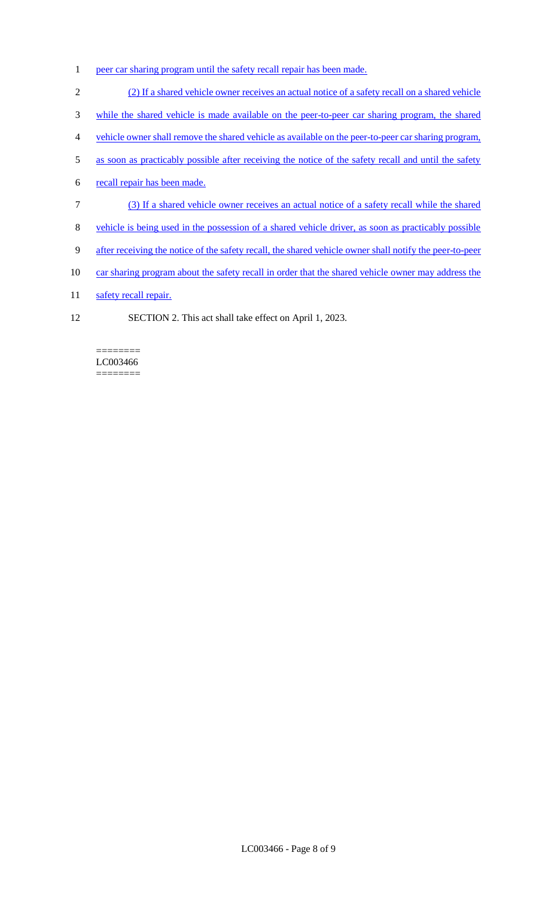peer car sharing program until the safety recall repair has been made.

(2) If a shared vehicle owner receives an actual notice of a safety recall on a shared vehicle while the shared vehicle is made available on the peer-to-peer car sharing program, the shared vehicle owner shall remove the shared vehicle as available on the peer-to-peer car sharing program, as soon as practicably possible after receiving the notice of the safety recall and until the safety recall repair has been made.

(3) If a shared vehicle owner receives an actual notice of a safety recall while the shared vehicle is being used in the possession of a shared vehicle driver, as soon as practicably possible after receiving the notice of the safety recall, the shared vehicle owner shall notify the peer-to-peer car sharing program about the safety recall in order that the shared vehicle owner may address the safety recall repair.

SECTION 2. This act shall take effect on April 1, 2023.

========
LC003466
========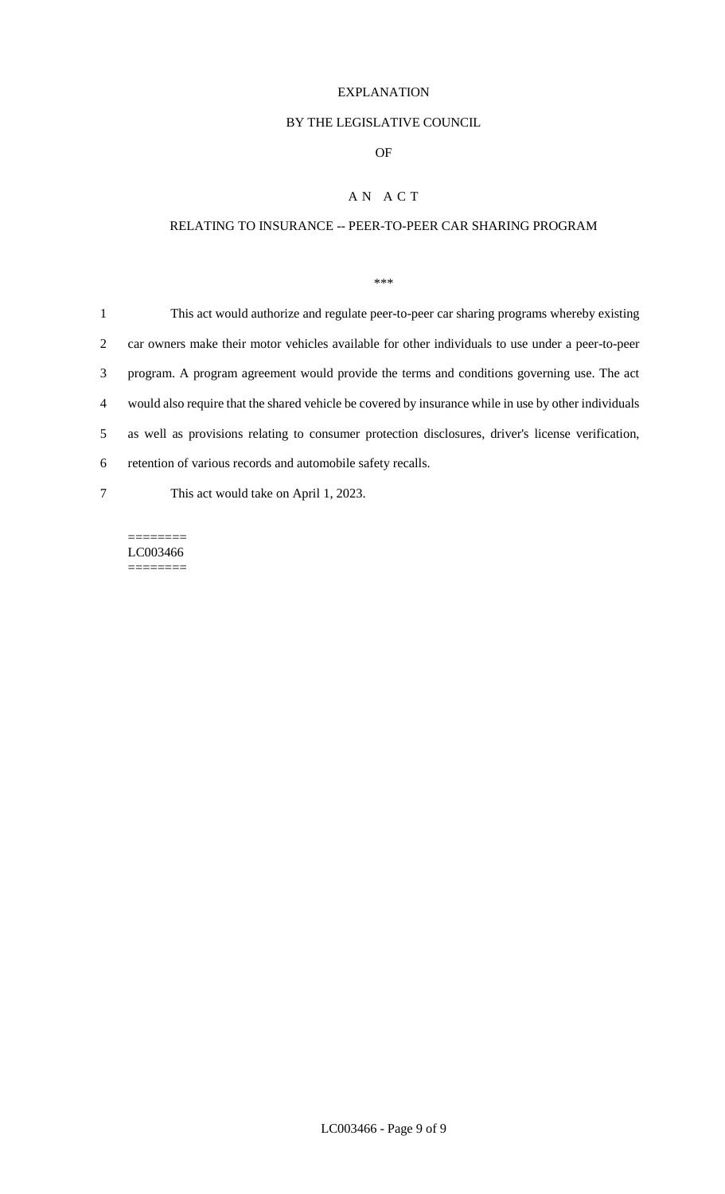EXPLANATION

BY THE LEGISLATIVE COUNCIL

OF

A N A C T

RELATING TO INSURANCE -- PEER-TO-PEER CAR SHARING PROGRAM

***

1 This act would authorize and regulate peer-to-peer car sharing programs whereby existing
2 car owners make their motor vehicles available for other individuals to use under a peer-to-peer
3 program. A program agreement would provide the terms and conditions governing use. The act
4 would also require that the shared vehicle be covered by insurance while in use by other individuals
5 as well as provisions relating to consumer protection disclosures, driver's license verification,
6 retention of various records and automobile safety recalls.
7 This act would take on April 1, 2023.

========
LC003466
========